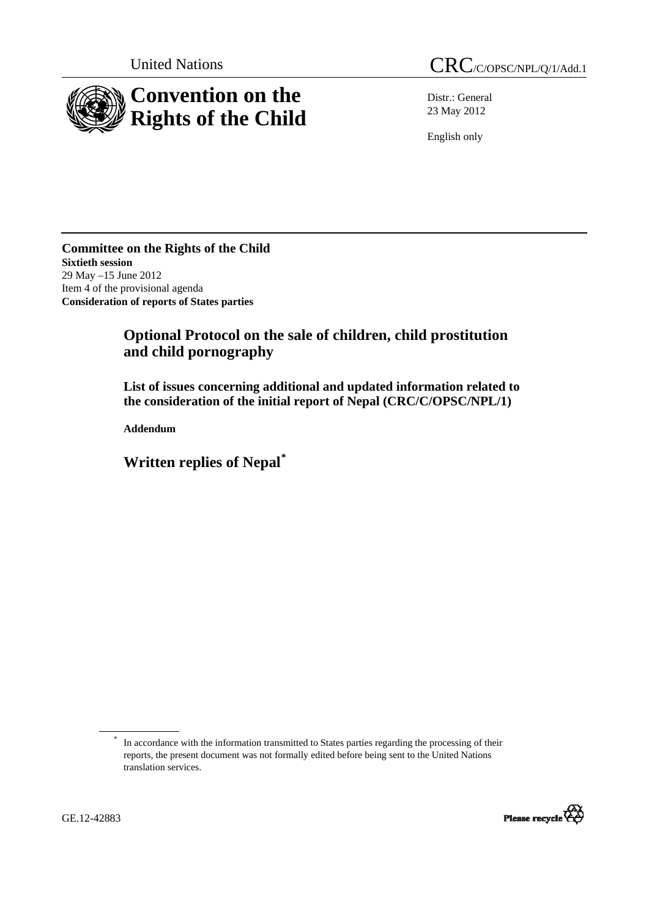United Nations

CRC/C/OPSC/NPL/Q/1/Add.1

# Convention on the Rights of the Child

Distr.: General
23 May 2012

English only

**Committee on the Rights of the Child**
**Sixtieth session**
29 May –15 June 2012
Item 4 of the provisional agenda
**Consideration of reports of States parties**

## Optional Protocol on the sale of children, child prostitution and child pornography

### List of issues concerning additional and updated information related to the consideration of the initial report of Nepal (CRC/C/OPSC/NPL/1)

**Addendum**

## Written replies of Nepal*

\* In accordance with the information transmitted to States parties regarding the processing of their reports, the present document was not formally edited before being sent to the United Nations translation services.

GE.12-42883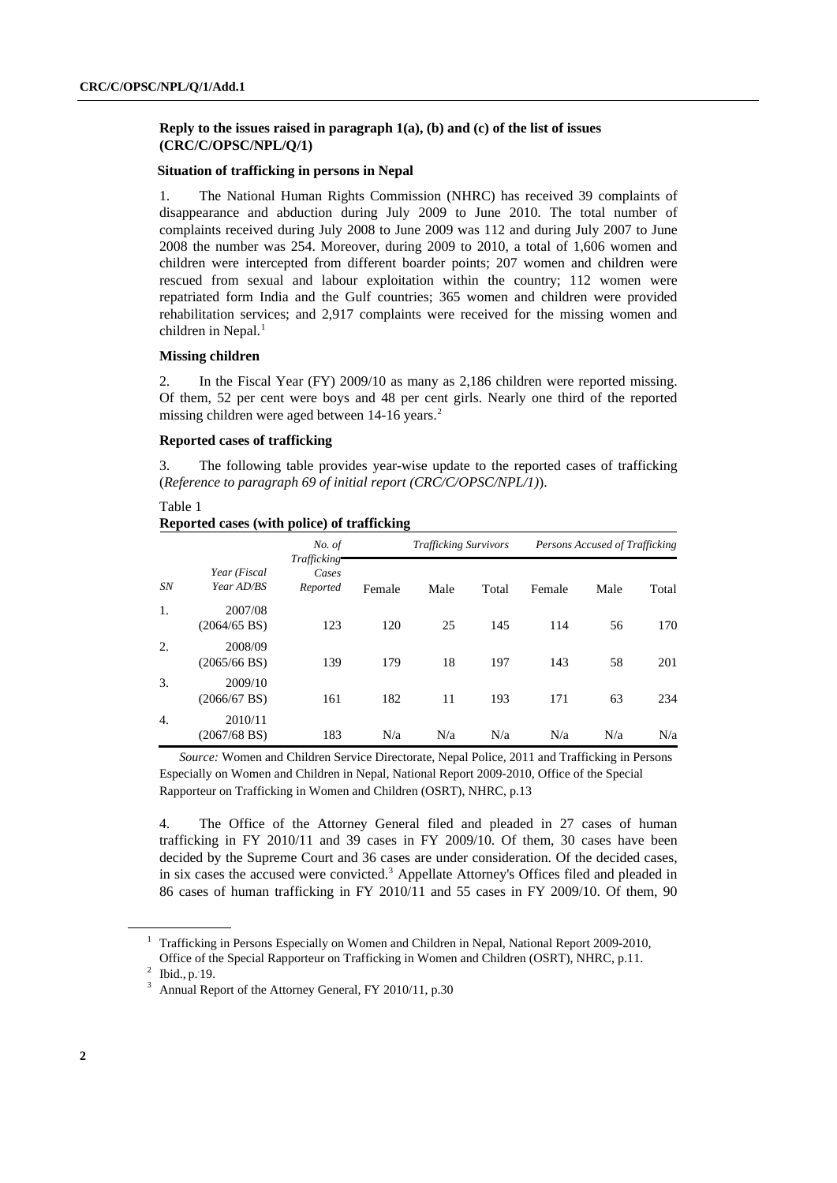**Reply to the issues raised in paragraph 1(a), (b) and (c) of the list of issues (CRC/C/OPSC/NPL/Q/1)**

**Situation of trafficking in persons in Nepal**

1. The National Human Rights Commission (NHRC) has received 39 complaints of disappearance and abduction during July 2009 to June 2010. The total number of complaints received during July 2008 to June 2009 was 112 and during July 2007 to June 2008 the number was 254. Moreover, during 2009 to 2010, a total of 1,606 women and children were intercepted from different boarder points; 207 women and children were rescued from sexual and labour exploitation within the country; 112 women were repatriated form India and the Gulf countries; 365 women and children were provided rehabilitation services; and 2,917 complaints were received for the missing women and children in Nepal.[1]

**Missing children**

2. In the Fiscal Year (FY) 2009/10 as many as 2,186 children were reported missing. Of them, 52 per cent were boys and 48 per cent girls. Nearly one third of the reported missing children were aged between 14-16 years.[2]

**Reported cases of trafficking**

3. The following table provides year-wise update to the reported cases of trafficking (*Reference to paragraph 69 of initial report (CRC/C/OPSC/NPL/1)*).

Table 1
**Reported cases (with police) of trafficking**

| *SN* | *Year (Fiscal Year AD/BS* | *No. of Trafficking Cases Reported* | *Trafficking Survivors* | | | *Persons Accused of Trafficking* | | |
|---|---|---|---|---|---|---|---|---|
| | | | Female | Male | Total | Female | Male | Total |
| 1. | 2007/08 (2064/65 BS) | 123 | 120 | 25 | 145 | 114 | 56 | 170 |
| 2. | 2008/09 (2065/66 BS) | 139 | 179 | 18 | 197 | 143 | 58 | 201 |
| 3. | 2009/10 (2066/67 BS) | 161 | 182 | 11 | 193 | 171 | 63 | 234 |
| 4. | 2010/11 (2067/68 BS) | 183 | N/a | N/a | N/a | N/a | N/a | N/a |

*Source:* Women and Children Service Directorate, Nepal Police, 2011 and Trafficking in Persons Especially on Women and Children in Nepal, National Report 2009-2010, Office of the Special Rapporteur on Trafficking in Women and Children (OSRT), NHRC, p.13

4. The Office of the Attorney General filed and pleaded in 27 cases of human trafficking in FY 2010/11 and 39 cases in FY 2009/10. Of them, 30 cases have been decided by the Supreme Court and 36 cases are under consideration. Of the decided cases, in six cases the accused were convicted.[3] Appellate Attorney's Offices filed and pleaded in 86 cases of human trafficking in FY 2010/11 and 55 cases in FY 2009/10. Of them, 90

---

[1] Trafficking in Persons Especially on Women and Children in Nepal, National Report 2009-2010, Office of the Special Rapporteur on Trafficking in Women and Children (OSRT), NHRC, p.11.

[2] Ibid., p.19.

[3] Annual Report of the Attorney General, FY 2010/11, p.30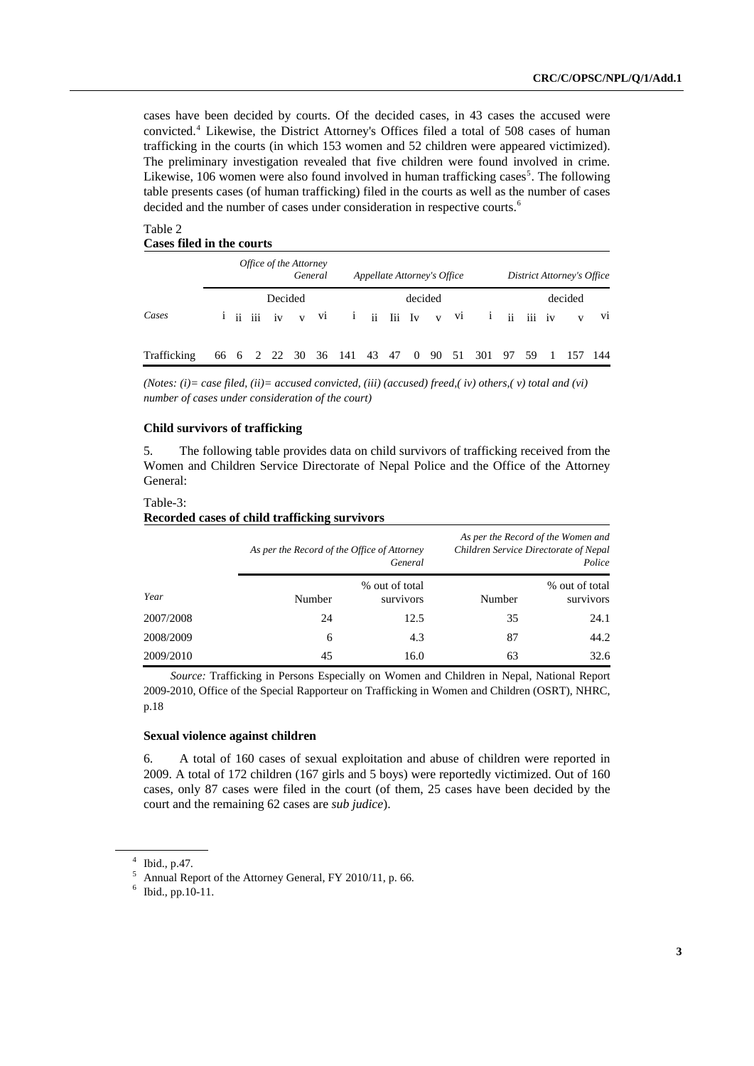cases have been decided by courts. Of the decided cases, in 43 cases the accused were convicted.[4] Likewise, the District Attorney's Offices filed a total of 508 cases of human trafficking in the courts (in which 153 women and 52 children were appeared victimized). The preliminary investigation revealed that five children were found involved in crime. Likewise, 106 women were also found involved in human trafficking cases[5]. The following table presents cases (of human trafficking) filed in the courts as well as the number of cases decided and the number of cases under consideration in respective courts.[6]

Table 2
**Cases filed in the courts**

| | *Office of the Attorney General* | | | | | | *Appellate Attorney's Office* | | | | | | *District Attorney's Office* | | | | | |
|---|---|---|---|---|---|---|---|---|---|---|---|---|---|---|---|---|---|---|
| | | Decided | | | | | | decided | | | | | | decided | | | | |
| *Cases* | i | ii | iii | iv | v | vi | i | ii | Iii | Iv | v | vi | i | ii | iii | iv | v | vi |
| Trafficking | 66 | 6 | 2 | 22 | 30 | 36 | 141 | 43 | 47 | 0 | 90 | 51 | 301 | 97 | 59 | 1 | 157 | 144 |

*(Notes: (i)= case filed, (ii)= accused convicted, (iii) (accused) freed,( iv) others,( v) total and (vi) number of cases under consideration of the court)*

### Child survivors of trafficking

5. The following table provides data on child survivors of trafficking received from the Women and Children Service Directorate of Nepal Police and the Office of the Attorney General:

Table-3:
**Recorded cases of child trafficking survivors**

| | *As per the Record of the Office of Attorney General* | | *As per the Record of the Women and Children Service Directorate of Nepal Police* | |
|---|---|---|---|---|
| *Year* | Number | % out of total survivors | Number | % out of total survivors |
| 2007/2008 | 24 | 12.5 | 35 | 24.1 |
| 2008/2009 | 6 | 4.3 | 87 | 44.2 |
| 2009/2010 | 45 | 16.0 | 63 | 32.6 |

*Source:* Trafficking in Persons Especially on Women and Children in Nepal, National Report 2009-2010, Office of the Special Rapporteur on Trafficking in Women and Children (OSRT), NHRC, p.18

### Sexual violence against children

6. A total of 160 cases of sexual exploitation and abuse of children were reported in 2009. A total of 172 children (167 girls and 5 boys) were reportedly victimized. Out of 160 cases, only 87 cases were filed in the court (of them, 25 cases have been decided by the court and the remaining 62 cases are *sub judice*).

---

[4] Ibid., p.47.

[5] Annual Report of the Attorney General, FY 2010/11, p. 66.

[6] Ibid., pp.10-11.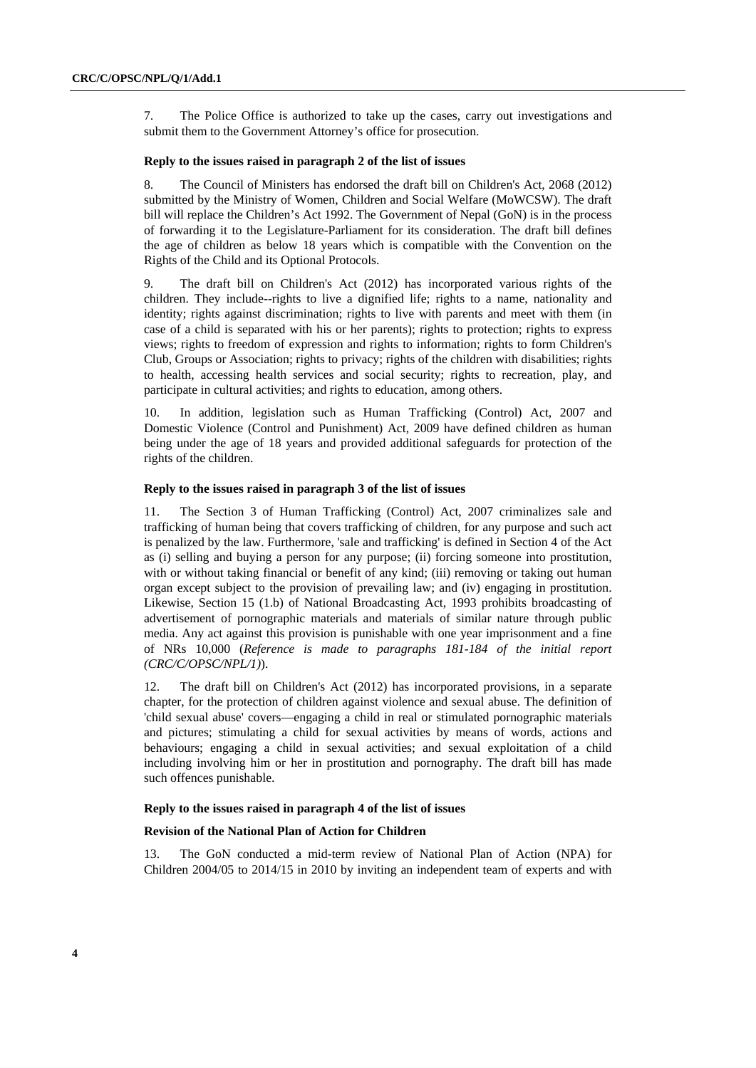7. The Police Office is authorized to take up the cases, carry out investigations and submit them to the Government Attorney's office for prosecution.

### Reply to the issues raised in paragraph 2 of the list of issues

8. The Council of Ministers has endorsed the draft bill on Children's Act, 2068 (2012) submitted by the Ministry of Women, Children and Social Welfare (MoWCSW). The draft bill will replace the Children's Act 1992. The Government of Nepal (GoN) is in the process of forwarding it to the Legislature-Parliament for its consideration. The draft bill defines the age of children as below 18 years which is compatible with the Convention on the Rights of the Child and its Optional Protocols.

9. The draft bill on Children's Act (2012) has incorporated various rights of the children. They include--rights to live a dignified life; rights to a name, nationality and identity; rights against discrimination; rights to live with parents and meet with them (in case of a child is separated with his or her parents); rights to protection; rights to express views; rights to freedom of expression and rights to information; rights to form Children's Club, Groups or Association; rights to privacy; rights of the children with disabilities; rights to health, accessing health services and social security; rights to recreation, play, and participate in cultural activities; and rights to education, among others.

10. In addition, legislation such as Human Trafficking (Control) Act, 2007 and Domestic Violence (Control and Punishment) Act, 2009 have defined children as human being under the age of 18 years and provided additional safeguards for protection of the rights of the children.

### Reply to the issues raised in paragraph 3 of the list of issues

11. The Section 3 of Human Trafficking (Control) Act, 2007 criminalizes sale and trafficking of human being that covers trafficking of children, for any purpose and such act is penalized by the law. Furthermore, 'sale and trafficking' is defined in Section 4 of the Act as (i) selling and buying a person for any purpose; (ii) forcing someone into prostitution, with or without taking financial or benefit of any kind; (iii) removing or taking out human organ except subject to the provision of prevailing law; and (iv) engaging in prostitution. Likewise, Section 15 (1.b) of National Broadcasting Act, 1993 prohibits broadcasting of advertisement of pornographic materials and materials of similar nature through public media. Any act against this provision is punishable with one year imprisonment and a fine of NRs 10,000 (*Reference is made to paragraphs 181-184 of the initial report (CRC/C/OPSC/NPL/1)*).

12. The draft bill on Children's Act (2012) has incorporated provisions, in a separate chapter, for the protection of children against violence and sexual abuse. The definition of 'child sexual abuse' covers—engaging a child in real or stimulated pornographic materials and pictures; stimulating a child for sexual activities by means of words, actions and behaviours; engaging a child in sexual activities; and sexual exploitation of a child including involving him or her in prostitution and pornography. The draft bill has made such offences punishable.

### Reply to the issues raised in paragraph 4 of the list of issues

#### Revision of the National Plan of Action for Children

13. The GoN conducted a mid-term review of National Plan of Action (NPA) for Children 2004/05 to 2014/15 in 2010 by inviting an independent team of experts and with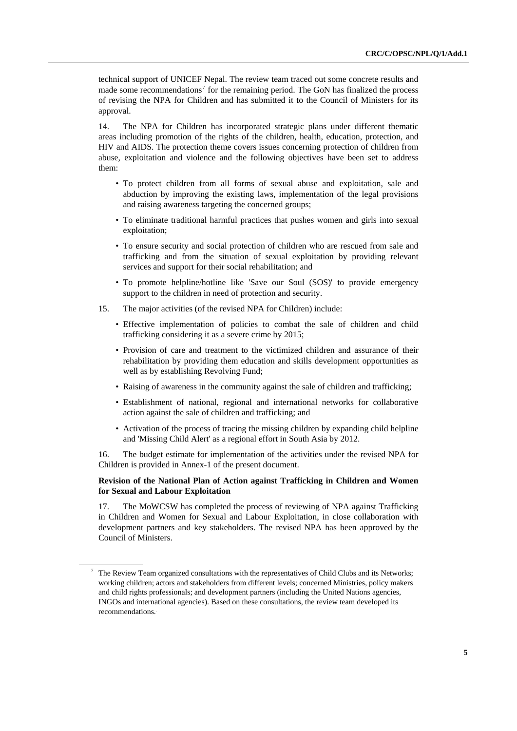technical support of UNICEF Nepal. The review team traced out some concrete results and made some recommendations[7] for the remaining period. The GoN has finalized the process of revising the NPA for Children and has submitted it to the Council of Ministers for its approval.

14. The NPA for Children has incorporated strategic plans under different thematic areas including promotion of the rights of the children, health, education, protection, and HIV and AIDS. The protection theme covers issues concerning protection of children from abuse, exploitation and violence and the following objectives have been set to address them:

- To protect children from all forms of sexual abuse and exploitation, sale and abduction by improving the existing laws, implementation of the legal provisions and raising awareness targeting the concerned groups;
- To eliminate traditional harmful practices that pushes women and girls into sexual exploitation;
- To ensure security and social protection of children who are rescued from sale and trafficking and from the situation of sexual exploitation by providing relevant services and support for their social rehabilitation; and
- To promote helpline/hotline like 'Save our Soul (SOS)' to provide emergency support to the children in need of protection and security.

15. The major activities (of the revised NPA for Children) include:

- Effective implementation of policies to combat the sale of children and child trafficking considering it as a severe crime by 2015;
- Provision of care and treatment to the victimized children and assurance of their rehabilitation by providing them education and skills development opportunities as well as by establishing Revolving Fund;
- Raising of awareness in the community against the sale of children and trafficking;
- Establishment of national, regional and international networks for collaborative action against the sale of children and trafficking; and
- Activation of the process of tracing the missing children by expanding child helpline and 'Missing Child Alert' as a regional effort in South Asia by 2012.

16. The budget estimate for implementation of the activities under the revised NPA for Children is provided in Annex-1 of the present document.

**Revision of the National Plan of Action against Trafficking in Children and Women for Sexual and Labour Exploitation**

17. The MoWCSW has completed the process of reviewing of NPA against Trafficking in Children and Women for Sexual and Labour Exploitation, in close collaboration with development partners and key stakeholders. The revised NPA has been approved by the Council of Ministers.

---

[7] The Review Team organized consultations with the representatives of Child Clubs and its Networks; working children; actors and stakeholders from different levels; concerned Ministries, policy makers and child rights professionals; and development partners (including the United Nations agencies, INGOs and international agencies). Based on these consultations, the review team developed its recommendations.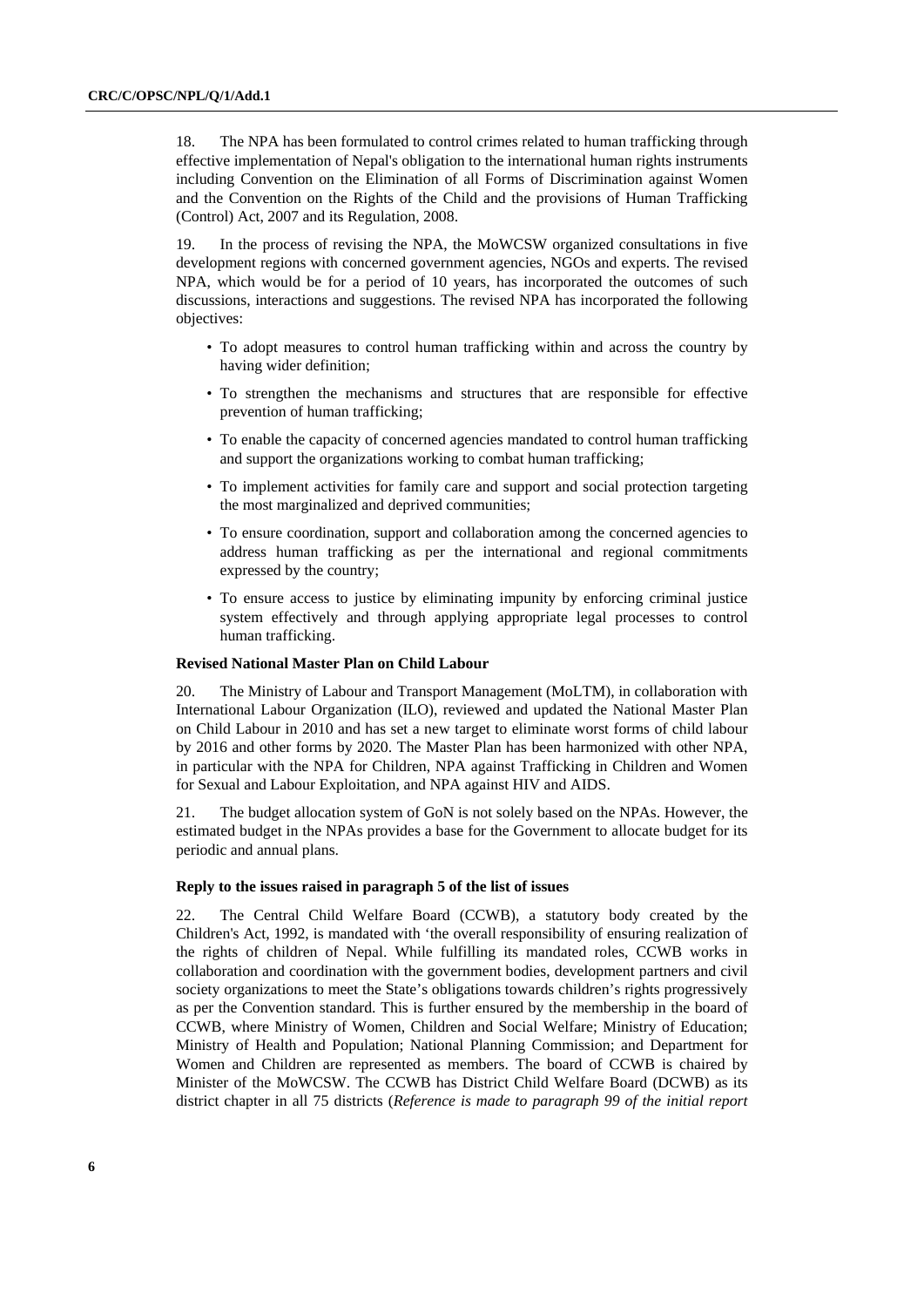18. The NPA has been formulated to control crimes related to human trafficking through effective implementation of Nepal's obligation to the international human rights instruments including Convention on the Elimination of all Forms of Discrimination against Women and the Convention on the Rights of the Child and the provisions of Human Trafficking (Control) Act, 2007 and its Regulation, 2008.

19. In the process of revising the NPA, the MoWCSW organized consultations in five development regions with concerned government agencies, NGOs and experts. The revised NPA, which would be for a period of 10 years, has incorporated the outcomes of such discussions, interactions and suggestions. The revised NPA has incorporated the following objectives:

- To adopt measures to control human trafficking within and across the country by having wider definition;
- To strengthen the mechanisms and structures that are responsible for effective prevention of human trafficking;
- To enable the capacity of concerned agencies mandated to control human trafficking and support the organizations working to combat human trafficking;
- To implement activities for family care and support and social protection targeting the most marginalized and deprived communities;
- To ensure coordination, support and collaboration among the concerned agencies to address human trafficking as per the international and regional commitments expressed by the country;
- To ensure access to justice by eliminating impunity by enforcing criminal justice system effectively and through applying appropriate legal processes to control human trafficking.

**Revised National Master Plan on Child Labour**

20. The Ministry of Labour and Transport Management (MoLTM), in collaboration with International Labour Organization (ILO), reviewed and updated the National Master Plan on Child Labour in 2010 and has set a new target to eliminate worst forms of child labour by 2016 and other forms by 2020. The Master Plan has been harmonized with other NPA, in particular with the NPA for Children, NPA against Trafficking in Children and Women for Sexual and Labour Exploitation, and NPA against HIV and AIDS.

21. The budget allocation system of GoN is not solely based on the NPAs. However, the estimated budget in the NPAs provides a base for the Government to allocate budget for its periodic and annual plans.

**Reply to the issues raised in paragraph 5 of the list of issues**

22. The Central Child Welfare Board (CCWB), a statutory body created by the Children's Act, 1992, is mandated with 'the overall responsibility of ensuring realization of the rights of children of Nepal. While fulfilling its mandated roles, CCWB works in collaboration and coordination with the government bodies, development partners and civil society organizations to meet the State's obligations towards children's rights progressively as per the Convention standard. This is further ensured by the membership in the board of CCWB, where Ministry of Women, Children and Social Welfare; Ministry of Education; Ministry of Health and Population; National Planning Commission; and Department for Women and Children are represented as members. The board of CCWB is chaired by Minister of the MoWCSW. The CCWB has District Child Welfare Board (DCWB) as its district chapter in all 75 districts (*Reference is made to paragraph 99 of the initial report*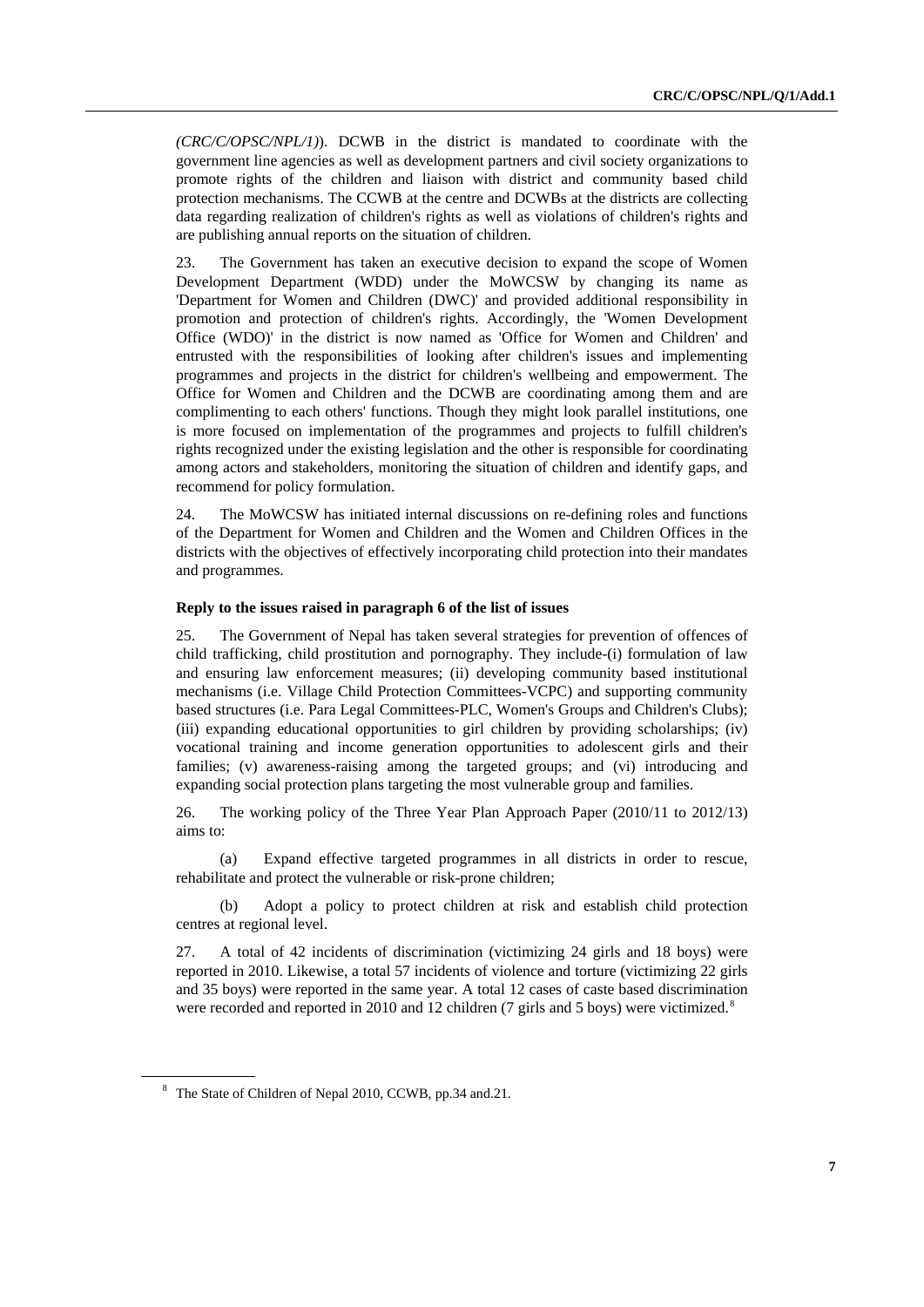*(CRC/C/OPSC/NPL/1)*). DCWB in the district is mandated to coordinate with the government line agencies as well as development partners and civil society organizations to promote rights of the children and liaison with district and community based child protection mechanisms. The CCWB at the centre and DCWBs at the districts are collecting data regarding realization of children's rights as well as violations of children's rights and are publishing annual reports on the situation of children.

23. The Government has taken an executive decision to expand the scope of Women Development Department (WDD) under the MoWCSW by changing its name as 'Department for Women and Children (DWC)' and provided additional responsibility in promotion and protection of children's rights. Accordingly, the 'Women Development Office (WDO)' in the district is now named as 'Office for Women and Children' and entrusted with the responsibilities of looking after children's issues and implementing programmes and projects in the district for children's wellbeing and empowerment. The Office for Women and Children and the DCWB are coordinating among them and are complimenting to each others' functions. Though they might look parallel institutions, one is more focused on implementation of the programmes and projects to fulfill children's rights recognized under the existing legislation and the other is responsible for coordinating among actors and stakeholders, monitoring the situation of children and identify gaps, and recommend for policy formulation.

24. The MoWCSW has initiated internal discussions on re-defining roles and functions of the Department for Women and Children and the Women and Children Offices in the districts with the objectives of effectively incorporating child protection into their mandates and programmes.

**Reply to the issues raised in paragraph 6 of the list of issues**

25. The Government of Nepal has taken several strategies for prevention of offences of child trafficking, child prostitution and pornography. They include-(i) formulation of law and ensuring law enforcement measures; (ii) developing community based institutional mechanisms (i.e. Village Child Protection Committees-VCPC) and supporting community based structures (i.e. Para Legal Committees-PLC, Women's Groups and Children's Clubs); (iii) expanding educational opportunities to girl children by providing scholarships; (iv) vocational training and income generation opportunities to adolescent girls and their families; (v) awareness-raising among the targeted groups; and (vi) introducing and expanding social protection plans targeting the most vulnerable group and families.

26. The working policy of the Three Year Plan Approach Paper (2010/11 to 2012/13) aims to:

(a) Expand effective targeted programmes in all districts in order to rescue, rehabilitate and protect the vulnerable or risk-prone children;

(b) Adopt a policy to protect children at risk and establish child protection centres at regional level.

27. A total of 42 incidents of discrimination (victimizing 24 girls and 18 boys) were reported in 2010. Likewise, a total 57 incidents of violence and torture (victimizing 22 girls and 35 boys) were reported in the same year. A total 12 cases of caste based discrimination were recorded and reported in 2010 and 12 children (7 girls and 5 boys) were victimized.[8]

[8] The State of Children of Nepal 2010, CCWB, pp.34 and.21.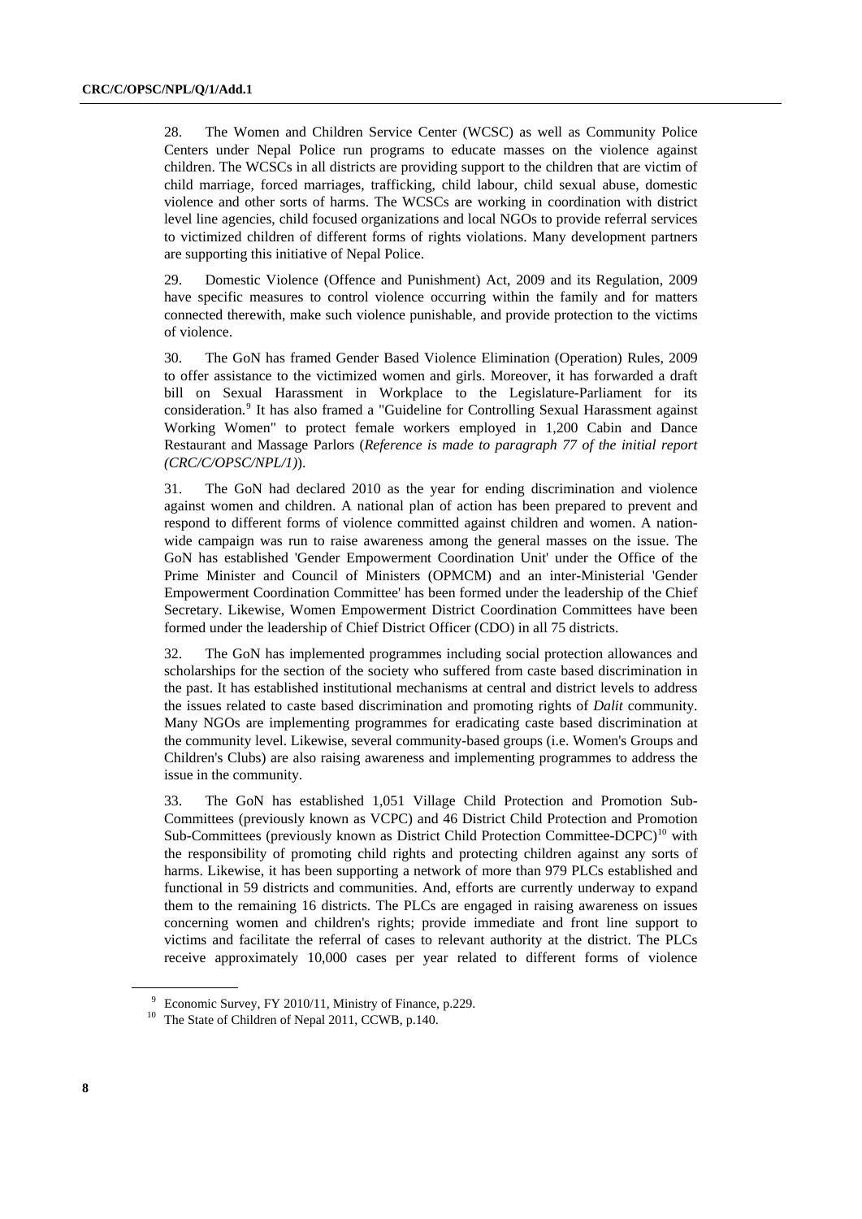28. The Women and Children Service Center (WCSC) as well as Community Police Centers under Nepal Police run programs to educate masses on the violence against children. The WCSCs in all districts are providing support to the children that are victim of child marriage, forced marriages, trafficking, child labour, child sexual abuse, domestic violence and other sorts of harms. The WCSCs are working in coordination with district level line agencies, child focused organizations and local NGOs to provide referral services to victimized children of different forms of rights violations. Many development partners are supporting this initiative of Nepal Police.

29. Domestic Violence (Offence and Punishment) Act, 2009 and its Regulation, 2009 have specific measures to control violence occurring within the family and for matters connected therewith, make such violence punishable, and provide protection to the victims of violence.

30. The GoN has framed Gender Based Violence Elimination (Operation) Rules, 2009 to offer assistance to the victimized women and girls. Moreover, it has forwarded a draft bill on Sexual Harassment in Workplace to the Legislature-Parliament for its consideration.[9] It has also framed a "Guideline for Controlling Sexual Harassment against Working Women" to protect female workers employed in 1,200 Cabin and Dance Restaurant and Massage Parlors (*Reference is made to paragraph 77 of the initial report (CRC/C/OPSC/NPL/1)*).

31. The GoN had declared 2010 as the year for ending discrimination and violence against women and children. A national plan of action has been prepared to prevent and respond to different forms of violence committed against children and women. A nation-wide campaign was run to raise awareness among the general masses on the issue. The GoN has established 'Gender Empowerment Coordination Unit' under the Office of the Prime Minister and Council of Ministers (OPMCM) and an inter-Ministerial 'Gender Empowerment Coordination Committee' has been formed under the leadership of the Chief Secretary. Likewise, Women Empowerment District Coordination Committees have been formed under the leadership of Chief District Officer (CDO) in all 75 districts.

32. The GoN has implemented programmes including social protection allowances and scholarships for the section of the society who suffered from caste based discrimination in the past. It has established institutional mechanisms at central and district levels to address the issues related to caste based discrimination and promoting rights of *Dalit* community. Many NGOs are implementing programmes for eradicating caste based discrimination at the community level. Likewise, several community-based groups (i.e. Women's Groups and Children's Clubs) are also raising awareness and implementing programmes to address the issue in the community.

33. The GoN has established 1,051 Village Child Protection and Promotion Sub-Committees (previously known as VCPC) and 46 District Child Protection and Promotion Sub-Committees (previously known as District Child Protection Committee-DCPC)[10] with the responsibility of promoting child rights and protecting children against any sorts of harms. Likewise, it has been supporting a network of more than 979 PLCs established and functional in 59 districts and communities. And, efforts are currently underway to expand them to the remaining 16 districts. The PLCs are engaged in raising awareness on issues concerning women and children's rights; provide immediate and front line support to victims and facilitate the referral of cases to relevant authority at the district. The PLCs receive approximately 10,000 cases per year related to different forms of violence

---

[9] Economic Survey, FY 2010/11, Ministry of Finance, p.229.

[10] The State of Children of Nepal 2011, CCWB, p.140.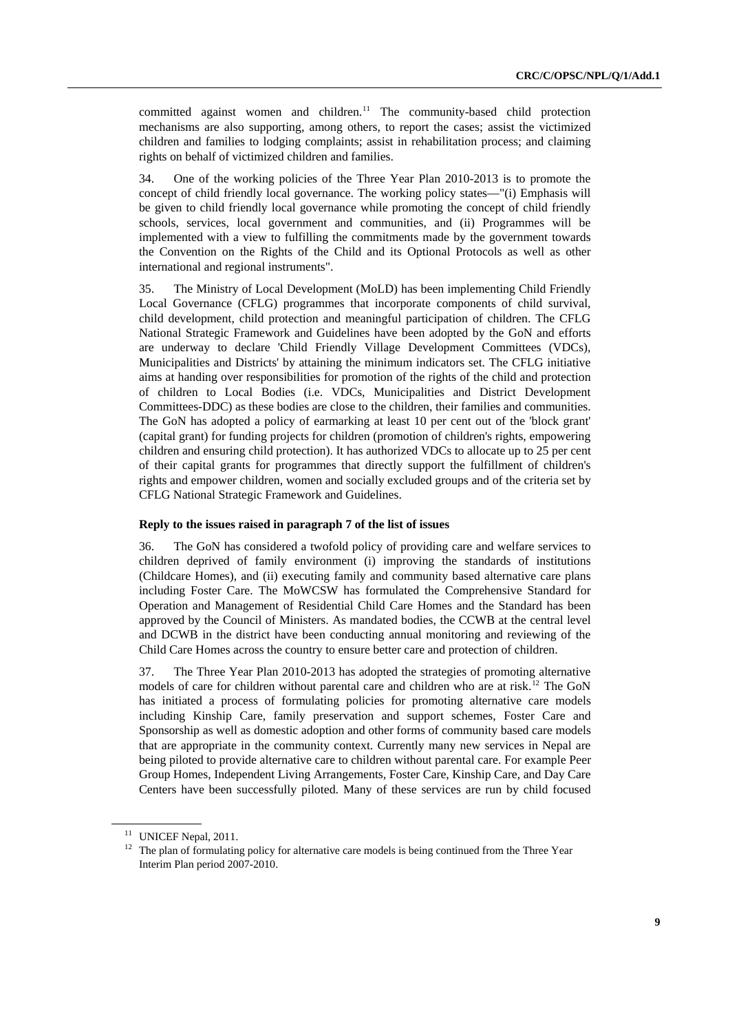committed against women and children.[11] The community-based child protection mechanisms are also supporting, among others, to report the cases; assist the victimized children and families to lodging complaints; assist in rehabilitation process; and claiming rights on behalf of victimized children and families.

34. One of the working policies of the Three Year Plan 2010-2013 is to promote the concept of child friendly local governance. The working policy states—"(i) Emphasis will be given to child friendly local governance while promoting the concept of child friendly schools, services, local government and communities, and (ii) Programmes will be implemented with a view to fulfilling the commitments made by the government towards the Convention on the Rights of the Child and its Optional Protocols as well as other international and regional instruments".

35. The Ministry of Local Development (MoLD) has been implementing Child Friendly Local Governance (CFLG) programmes that incorporate components of child survival, child development, child protection and meaningful participation of children. The CFLG National Strategic Framework and Guidelines have been adopted by the GoN and efforts are underway to declare 'Child Friendly Village Development Committees (VDCs), Municipalities and Districts' by attaining the minimum indicators set. The CFLG initiative aims at handing over responsibilities for promotion of the rights of the child and protection of children to Local Bodies (i.e. VDCs, Municipalities and District Development Committees-DDC) as these bodies are close to the children, their families and communities. The GoN has adopted a policy of earmarking at least 10 per cent out of the 'block grant' (capital grant) for funding projects for children (promotion of children's rights, empowering children and ensuring child protection). It has authorized VDCs to allocate up to 25 per cent of their capital grants for programmes that directly support the fulfillment of children's rights and empower children, women and socially excluded groups and of the criteria set by CFLG National Strategic Framework and Guidelines.

**Reply to the issues raised in paragraph 7 of the list of issues**

36. The GoN has considered a twofold policy of providing care and welfare services to children deprived of family environment (i) improving the standards of institutions (Childcare Homes), and (ii) executing family and community based alternative care plans including Foster Care. The MoWCSW has formulated the Comprehensive Standard for Operation and Management of Residential Child Care Homes and the Standard has been approved by the Council of Ministers. As mandated bodies, the CCWB at the central level and DCWB in the district have been conducting annual monitoring and reviewing of the Child Care Homes across the country to ensure better care and protection of children.

37. The Three Year Plan 2010-2013 has adopted the strategies of promoting alternative models of care for children without parental care and children who are at risk.[12] The GoN has initiated a process of formulating policies for promoting alternative care models including Kinship Care, family preservation and support schemes, Foster Care and Sponsorship as well as domestic adoption and other forms of community based care models that are appropriate in the community context. Currently many new services in Nepal are being piloted to provide alternative care to children without parental care. For example Peer Group Homes, Independent Living Arrangements, Foster Care, Kinship Care, and Day Care Centers have been successfully piloted. Many of these services are run by child focused

[11] UNICEF Nepal, 2011.

[12] The plan of formulating policy for alternative care models is being continued from the Three Year Interim Plan period 2007-2010.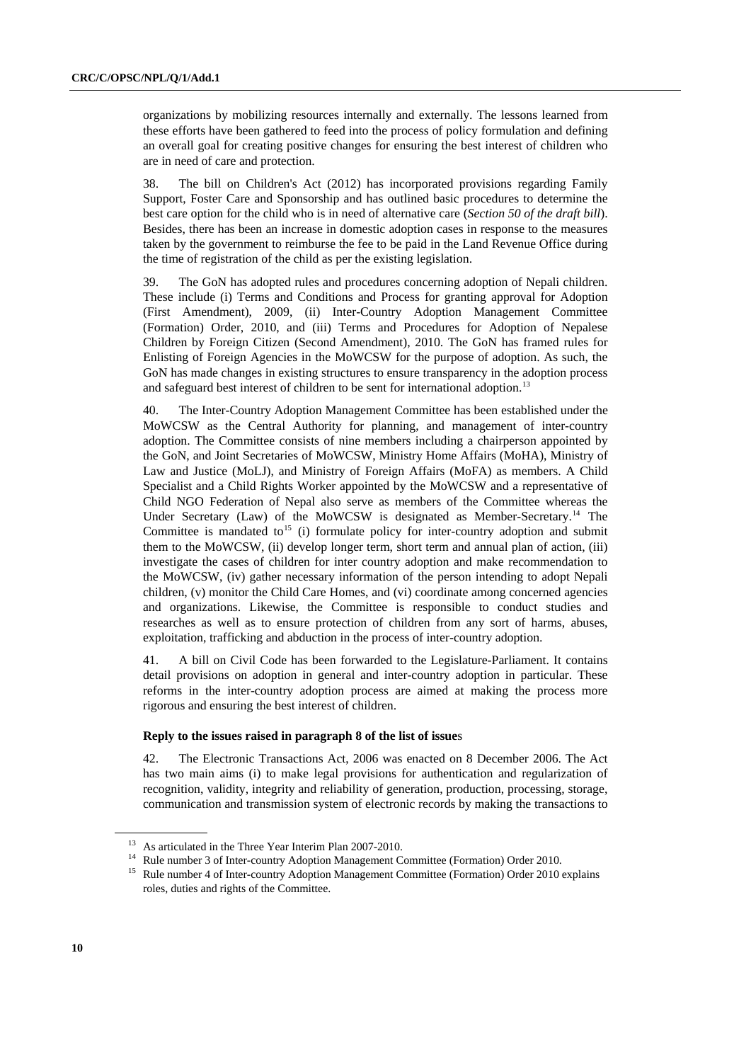organizations by mobilizing resources internally and externally. The lessons learned from these efforts have been gathered to feed into the process of policy formulation and defining an overall goal for creating positive changes for ensuring the best interest of children who are in need of care and protection.

38. The bill on Children's Act (2012) has incorporated provisions regarding Family Support, Foster Care and Sponsorship and has outlined basic procedures to determine the best care option for the child who is in need of alternative care (*Section 50 of the draft bill*). Besides, there has been an increase in domestic adoption cases in response to the measures taken by the government to reimburse the fee to be paid in the Land Revenue Office during the time of registration of the child as per the existing legislation.

39. The GoN has adopted rules and procedures concerning adoption of Nepali children. These include (i) Terms and Conditions and Process for granting approval for Adoption (First Amendment), 2009, (ii) Inter-Country Adoption Management Committee (Formation) Order, 2010, and (iii) Terms and Procedures for Adoption of Nepalese Children by Foreign Citizen (Second Amendment), 2010. The GoN has framed rules for Enlisting of Foreign Agencies in the MoWCSW for the purpose of adoption. As such, the GoN has made changes in existing structures to ensure transparency in the adoption process and safeguard best interest of children to be sent for international adoption.[13]

40. The Inter-Country Adoption Management Committee has been established under the MoWCSW as the Central Authority for planning, and management of inter-country adoption. The Committee consists of nine members including a chairperson appointed by the GoN, and Joint Secretaries of MoWCSW, Ministry Home Affairs (MoHA), Ministry of Law and Justice (MoLJ), and Ministry of Foreign Affairs (MoFA) as members. A Child Specialist and a Child Rights Worker appointed by the MoWCSW and a representative of Child NGO Federation of Nepal also serve as members of the Committee whereas the Under Secretary (Law) of the MoWCSW is designated as Member-Secretary.[14] The Committee is mandated to[15] (i) formulate policy for inter-country adoption and submit them to the MoWCSW, (ii) develop longer term, short term and annual plan of action, (iii) investigate the cases of children for inter country adoption and make recommendation to the MoWCSW, (iv) gather necessary information of the person intending to adopt Nepali children, (v) monitor the Child Care Homes, and (vi) coordinate among concerned agencies and organizations. Likewise, the Committee is responsible to conduct studies and researches as well as to ensure protection of children from any sort of harms, abuses, exploitation, trafficking and abduction in the process of inter-country adoption.

41. A bill on Civil Code has been forwarded to the Legislature-Parliament. It contains detail provisions on adoption in general and inter-country adoption in particular. These reforms in the inter-country adoption process are aimed at making the process more rigorous and ensuring the best interest of children.

**Reply to the issues raised in paragraph 8 of the list of issues**

42. The Electronic Transactions Act, 2006 was enacted on 8 December 2006. The Act has two main aims (i) to make legal provisions for authentication and regularization of recognition, validity, integrity and reliability of generation, production, processing, storage, communication and transmission system of electronic records by making the transactions to

---

[13] As articulated in the Three Year Interim Plan 2007-2010.

[14] Rule number 3 of Inter-country Adoption Management Committee (Formation) Order 2010.

[15] Rule number 4 of Inter-country Adoption Management Committee (Formation) Order 2010 explains roles, duties and rights of the Committee.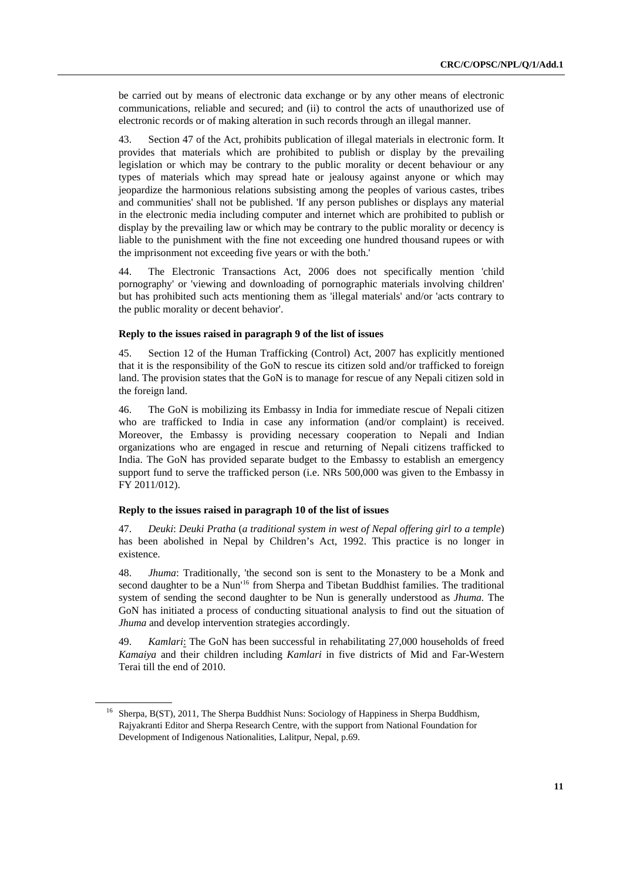be carried out by means of electronic data exchange or by any other means of electronic communications, reliable and secured; and (ii) to control the acts of unauthorized use of electronic records or of making alteration in such records through an illegal manner.

43. Section 47 of the Act, prohibits publication of illegal materials in electronic form. It provides that materials which are prohibited to publish or display by the prevailing legislation or which may be contrary to the public morality or decent behaviour or any types of materials which may spread hate or jealousy against anyone or which may jeopardize the harmonious relations subsisting among the peoples of various castes, tribes and communities' shall not be published. 'If any person publishes or displays any material in the electronic media including computer and internet which are prohibited to publish or display by the prevailing law or which may be contrary to the public morality or decency is liable to the punishment with the fine not exceeding one hundred thousand rupees or with the imprisonment not exceeding five years or with the both.'

44. The Electronic Transactions Act, 2006 does not specifically mention 'child pornography' or 'viewing and downloading of pornographic materials involving children' but has prohibited such acts mentioning them as 'illegal materials' and/or 'acts contrary to the public morality or decent behavior'.

**Reply to the issues raised in paragraph 9 of the list of issues**

45. Section 12 of the Human Trafficking (Control) Act, 2007 has explicitly mentioned that it is the responsibility of the GoN to rescue its citizen sold and/or trafficked to foreign land. The provision states that the GoN is to manage for rescue of any Nepali citizen sold in the foreign land.

46. The GoN is mobilizing its Embassy in India for immediate rescue of Nepali citizen who are trafficked to India in case any information (and/or complaint) is received. Moreover, the Embassy is providing necessary cooperation to Nepali and Indian organizations who are engaged in rescue and returning of Nepali citizens trafficked to India. The GoN has provided separate budget to the Embassy to establish an emergency support fund to serve the trafficked person (i.e. NRs 500,000 was given to the Embassy in FY 2011/012).

**Reply to the issues raised in paragraph 10 of the list of issues**

47. *Deuki*: *Deuki Pratha* (*a traditional system in west of Nepal offering girl to a temple*) has been abolished in Nepal by Children's Act, 1992. This practice is no longer in existence.

48. *Jhuma*: Traditionally, 'the second son is sent to the Monastery to be a Monk and second daughter to be a Nun'[16] from Sherpa and Tibetan Buddhist families. The traditional system of sending the second daughter to be Nun is generally understood as *Jhuma.* The GoN has initiated a process of conducting situational analysis to find out the situation of *Jhuma* and develop intervention strategies accordingly.

49. *Kamlari*: The GoN has been successful in rehabilitating 27,000 households of freed *Kamaiya* and their children including *Kamlari* in five districts of Mid and Far-Western Terai till the end of 2010.

---

[16] Sherpa, B(ST), 2011, The Sherpa Buddhist Nuns: Sociology of Happiness in Sherpa Buddhism, Rajyakranti Editor and Sherpa Research Centre, with the support from National Foundation for Development of Indigenous Nationalities, Lalitpur, Nepal, p.69.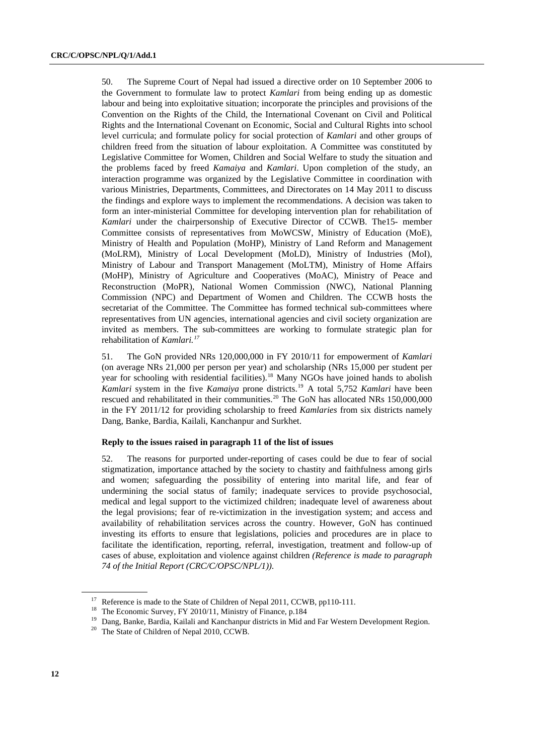50. The Supreme Court of Nepal had issued a directive order on 10 September 2006 to the Government to formulate law to protect *Kamlari* from being ending up as domestic labour and being into exploitative situation; incorporate the principles and provisions of the Convention on the Rights of the Child, the International Covenant on Civil and Political Rights and the International Covenant on Economic, Social and Cultural Rights into school level curricula; and formulate policy for social protection of *Kamlari* and other groups of children freed from the situation of labour exploitation. A Committee was constituted by Legislative Committee for Women, Children and Social Welfare to study the situation and the problems faced by freed *Kamaiya* and *Kamlari*. Upon completion of the study, an interaction programme was organized by the Legislative Committee in coordination with various Ministries, Departments, Committees, and Directorates on 14 May 2011 to discuss the findings and explore ways to implement the recommendations. A decision was taken to form an inter-ministerial Committee for developing intervention plan for rehabilitation of *Kamlari* under the chairpersonship of Executive Director of CCWB. The15- member Committee consists of representatives from MoWCSW, Ministry of Education (MoE), Ministry of Health and Population (MoHP), Ministry of Land Reform and Management (MoLRM), Ministry of Local Development (MoLD), Ministry of Industries (MoI), Ministry of Labour and Transport Management (MoLTM), Ministry of Home Affairs (MoHP), Ministry of Agriculture and Cooperatives (MoAC), Ministry of Peace and Reconstruction (MoPR), National Women Commission (NWC), National Planning Commission (NPC) and Department of Women and Children. The CCWB hosts the secretariat of the Committee. The Committee has formed technical sub-committees where representatives from UN agencies, international agencies and civil society organization are invited as members. The sub-committees are working to formulate strategic plan for rehabilitation of *Kamlari.*[17]

51. The GoN provided NRs 120,000,000 in FY 2010/11 for empowerment of *Kamlari* (on average NRs 21,000 per person per year) and scholarship (NRs 15,000 per student per year for schooling with residential facilities).[18] Many NGOs have joined hands to abolish *Kamlari* system in the five *Kamaiya* prone districts.[19] A total 5,752 *Kamlari* have been rescued and rehabilitated in their communities.[20] The GoN has allocated NRs 150,000,000 in the FY 2011/12 for providing scholarship to freed *Kamlaries* from six districts namely Dang, Banke, Bardia, Kailali, Kanchanpur and Surkhet.

### Reply to the issues raised in paragraph 11 of the list of issues

52. The reasons for purported under-reporting of cases could be due to fear of social stigmatization, importance attached by the society to chastity and faithfulness among girls and women; safeguarding the possibility of entering into marital life, and fear of undermining the social status of family; inadequate services to provide psychosocial, medical and legal support to the victimized children; inadequate level of awareness about the legal provisions; fear of re-victimization in the investigation system; and access and availability of rehabilitation services across the country. However, GoN has continued investing its efforts to ensure that legislations, policies and procedures are in place to facilitate the identification, reporting, referral, investigation, treatment and follow-up of cases of abuse, exploitation and violence against children *(Reference is made to paragraph 74 of the Initial Report (CRC/C/OPSC/NPL/1)).*

---

[17] Reference is made to the State of Children of Nepal 2011, CCWB, pp110-111.

[18] The Economic Survey, FY 2010/11, Ministry of Finance, p.184

[19] Dang, Banke, Bardia, Kailali and Kanchanpur districts in Mid and Far Western Development Region.

[20] The State of Children of Nepal 2010, CCWB.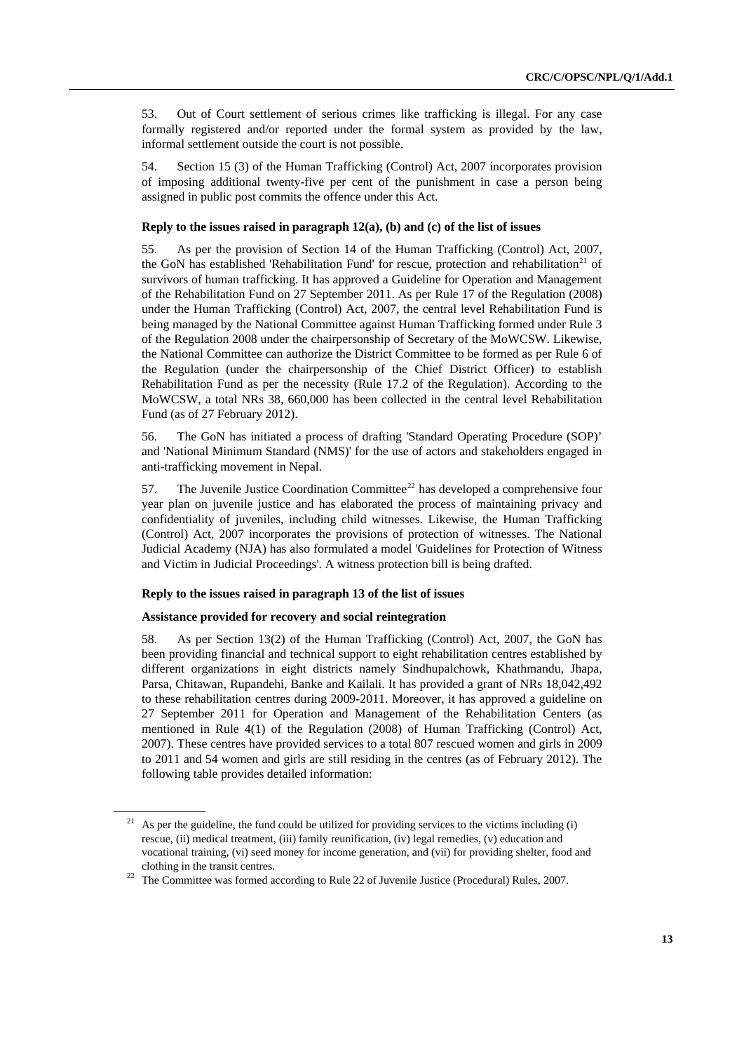53. Out of Court settlement of serious crimes like trafficking is illegal. For any case formally registered and/or reported under the formal system as provided by the law, informal settlement outside the court is not possible.

54. Section 15 (3) of the Human Trafficking (Control) Act, 2007 incorporates provision of imposing additional twenty-five per cent of the punishment in case a person being assigned in public post commits the offence under this Act.

#### Reply to the issues raised in paragraph 12(a), (b) and (c) of the list of issues

55. As per the provision of Section 14 of the Human Trafficking (Control) Act, 2007, the GoN has established 'Rehabilitation Fund' for rescue, protection and rehabilitation[21] of survivors of human trafficking. It has approved a Guideline for Operation and Management of the Rehabilitation Fund on 27 September 2011. As per Rule 17 of the Regulation (2008) under the Human Trafficking (Control) Act, 2007, the central level Rehabilitation Fund is being managed by the National Committee against Human Trafficking formed under Rule 3 of the Regulation 2008 under the chairpersonship of Secretary of the MoWCSW. Likewise, the National Committee can authorize the District Committee to be formed as per Rule 6 of the Regulation (under the chairpersonship of the Chief District Officer) to establish Rehabilitation Fund as per the necessity (Rule 17.2 of the Regulation). According to the MoWCSW, a total NRs 38, 660,000 has been collected in the central level Rehabilitation Fund (as of 27 February 2012).

56. The GoN has initiated a process of drafting 'Standard Operating Procedure (SOP)' and 'National Minimum Standard (NMS)' for the use of actors and stakeholders engaged in anti-trafficking movement in Nepal.

57. The Juvenile Justice Coordination Committee[22] has developed a comprehensive four year plan on juvenile justice and has elaborated the process of maintaining privacy and confidentiality of juveniles, including child witnesses. Likewise, the Human Trafficking (Control) Act, 2007 incorporates the provisions of protection of witnesses. The National Judicial Academy (NJA) has also formulated a model 'Guidelines for Protection of Witness and Victim in Judicial Proceedings'. A witness protection bill is being drafted.

#### Reply to the issues raised in paragraph 13 of the list of issues

#### Assistance provided for recovery and social reintegration

58. As per Section 13(2) of the Human Trafficking (Control) Act, 2007, the GoN has been providing financial and technical support to eight rehabilitation centres established by different organizations in eight districts namely Sindhupalchowk, Khathmandu, Jhapa, Parsa, Chitawan, Rupandehi, Banke and Kailali. It has provided a grant of NRs 18,042,492 to these rehabilitation centres during 2009-2011. Moreover, it has approved a guideline on 27 September 2011 for Operation and Management of the Rehabilitation Centers (as mentioned in Rule 4(1) of the Regulation (2008) of Human Trafficking (Control) Act, 2007). These centres have provided services to a total 807 rescued women and girls in 2009 to 2011 and 54 women and girls are still residing in the centres (as of February 2012). The following table provides detailed information:

---

[21] As per the guideline, the fund could be utilized for providing services to the victims including (i) rescue, (ii) medical treatment, (iii) family reunification, (iv) legal remedies, (v) education and vocational training, (vi) seed money for income generation, and (vii) for providing shelter, food and clothing in the transit centres.

[22] The Committee was formed according to Rule 22 of Juvenile Justice (Procedural) Rules, 2007.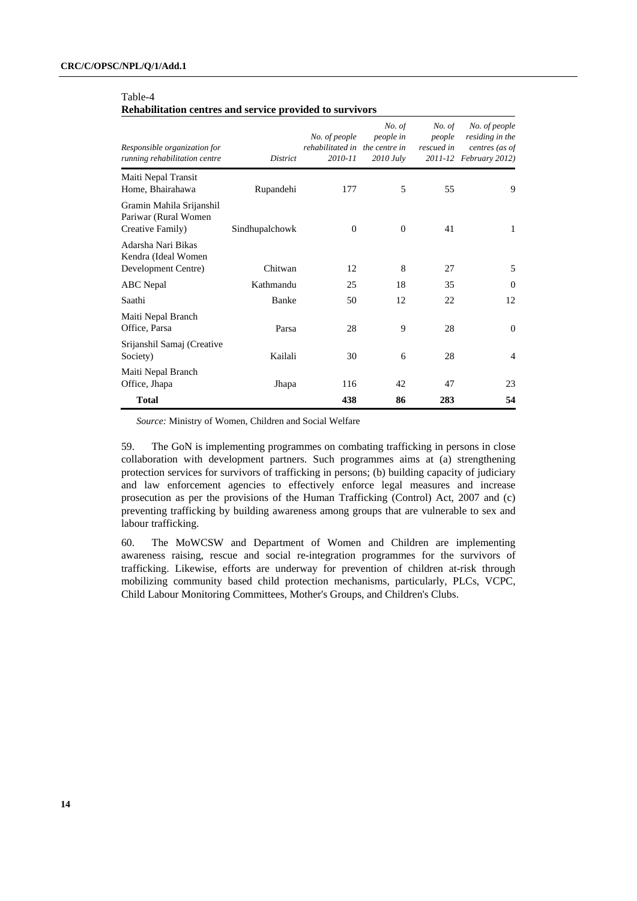Table-4

**Rehabilitation centres and service provided to survivors**

| *Responsible organization for running rehabilitation centre* | *District* | *No. of people rehabilitated in 2010-11* | *No. of people in the centre in 2010 July* | *No. of people rescued in 2011-12* | *No. of people residing in the centres (as of February 2012)* |
|---|---|---|---|---|---|
| Maiti Nepal Transit Home, Bhairahawa | Rupandehi | 177 | 5 | 55 | 9 |
| Gramin Mahila Srijanshil Pariwar (Rural Women Creative Family) | Sindhupalchowk | 0 | 0 | 41 | 1 |
| Adarsha Nari Bikas Kendra (Ideal Women Development Centre) | Chitwan | 12 | 8 | 27 | 5 |
| ABC Nepal | Kathmandu | 25 | 18 | 35 | 0 |
| Saathi | Banke | 50 | 12 | 22 | 12 |
| Maiti Nepal Branch Office, Parsa | Parsa | 28 | 9 | 28 | 0 |
| Srijanshil Samaj (Creative Society) | Kailali | 30 | 6 | 28 | 4 |
| Maiti Nepal Branch Office, Jhapa | Jhapa | 116 | 42 | 47 | 23 |
| **Total** | | **438** | **86** | **283** | **54** |

*Source:* Ministry of Women, Children and Social Welfare

59. The GoN is implementing programmes on combating trafficking in persons in close collaboration with development partners. Such programmes aims at (a) strengthening protection services for survivors of trafficking in persons; (b) building capacity of judiciary and law enforcement agencies to effectively enforce legal measures and increase prosecution as per the provisions of the Human Trafficking (Control) Act, 2007 and (c) preventing trafficking by building awareness among groups that are vulnerable to sex and labour trafficking.

60. The MoWCSW and Department of Women and Children are implementing awareness raising, rescue and social re-integration programmes for the survivors of trafficking. Likewise, efforts are underway for prevention of children at-risk through mobilizing community based child protection mechanisms, particularly, PLCs, VCPC, Child Labour Monitoring Committees, Mother's Groups, and Children's Clubs.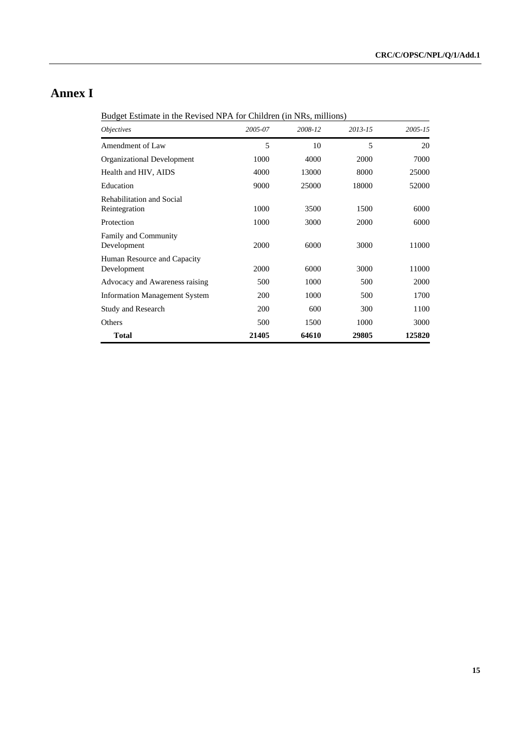# Annex I

Budget Estimate in the Revised NPA for Children (in NRs, millions)

| *Objectives* | *2005-07* | *2008-12* | *2013-15* | *2005-15* |
|---|---|---|---|---|
| Amendment of Law | 5 | 10 | 5 | 20 |
| Organizational Development | 1000 | 4000 | 2000 | 7000 |
| Health and HIV, AIDS | 4000 | 13000 | 8000 | 25000 |
| Education | 9000 | 25000 | 18000 | 52000 |
| Rehabilitation and Social Reintegration | 1000 | 3500 | 1500 | 6000 |
| Protection | 1000 | 3000 | 2000 | 6000 |
| Family and Community Development | 2000 | 6000 | 3000 | 11000 |
| Human Resource and Capacity Development | 2000 | 6000 | 3000 | 11000 |
| Advocacy and Awareness raising | 500 | 1000 | 500 | 2000 |
| Information Management System | 200 | 1000 | 500 | 1700 |
| Study and Research | 200 | 600 | 300 | 1100 |
| Others | 500 | 1500 | 1000 | 3000 |
| **Total** | **21405** | **64610** | **29805** | **125820** |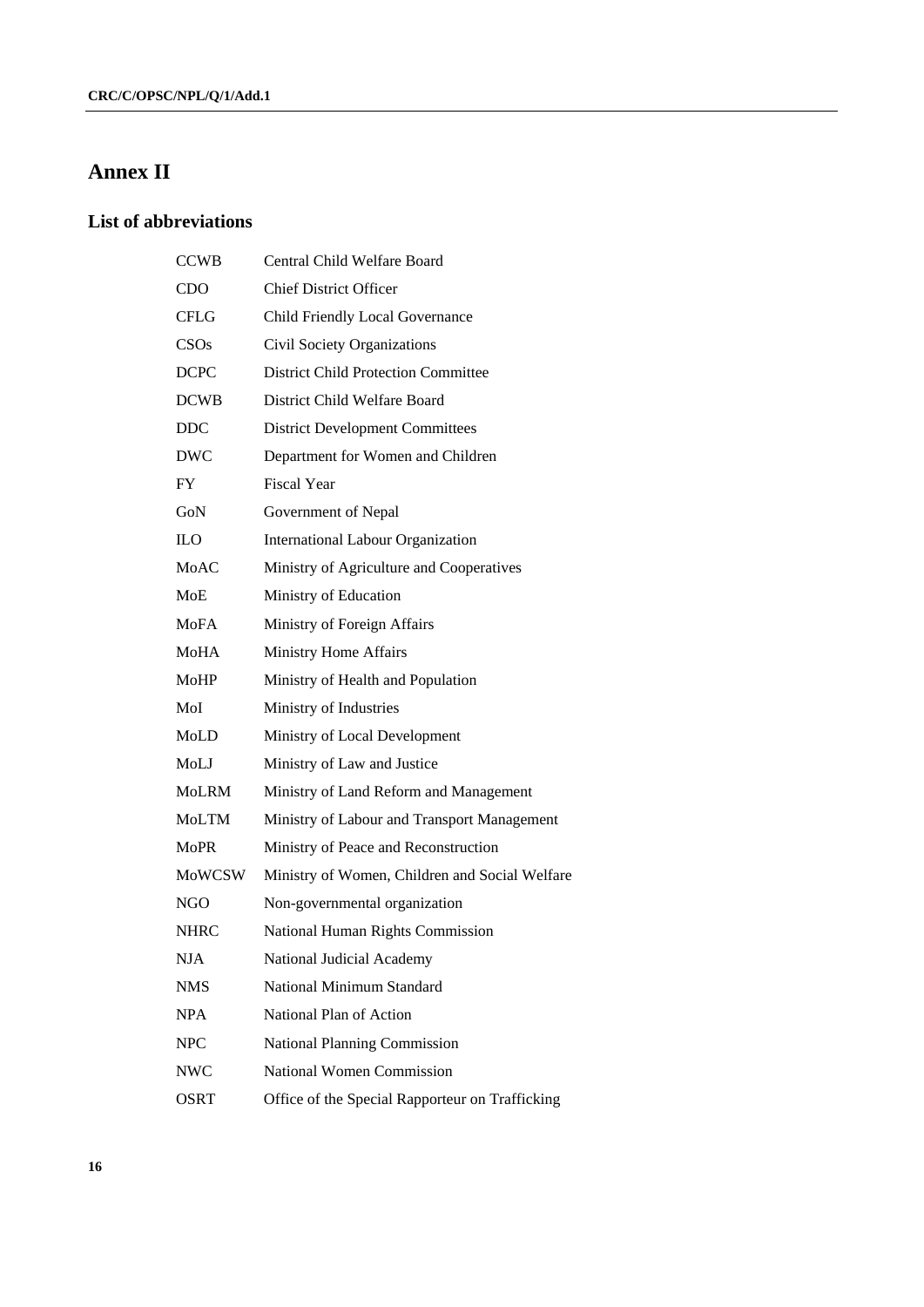# Annex II

## List of abbreviations

| | |
|---|---|
| CCWB | Central Child Welfare Board |
| CDO | Chief District Officer |
| CFLG | Child Friendly Local Governance |
| CSOs | Civil Society Organizations |
| DCPC | District Child Protection Committee |
| DCWB | District Child Welfare Board |
| DDC | District Development Committees |
| DWC | Department for Women and Children |
| FY | Fiscal Year |
| GoN | Government of Nepal |
| ILO | International Labour Organization |
| MoAC | Ministry of Agriculture and Cooperatives |
| MoE | Ministry of Education |
| MoFA | Ministry of Foreign Affairs |
| MoHA | Ministry Home Affairs |
| MoHP | Ministry of Health and Population |
| MoI | Ministry of Industries |
| MoLD | Ministry of Local Development |
| MoLJ | Ministry of Law and Justice |
| MoLRM | Ministry of Land Reform and Management |
| MoLTM | Ministry of Labour and Transport Management |
| MoPR | Ministry of Peace and Reconstruction |
| MoWCSW | Ministry of Women, Children and Social Welfare |
| NGO | Non-governmental organization |
| NHRC | National Human Rights Commission |
| NJA | National Judicial Academy |
| NMS | National Minimum Standard |
| NPA | National Plan of Action |
| NPC | National Planning Commission |
| NWC | National Women Commission |
| OSRT | Office of the Special Rapporteur on Trafficking |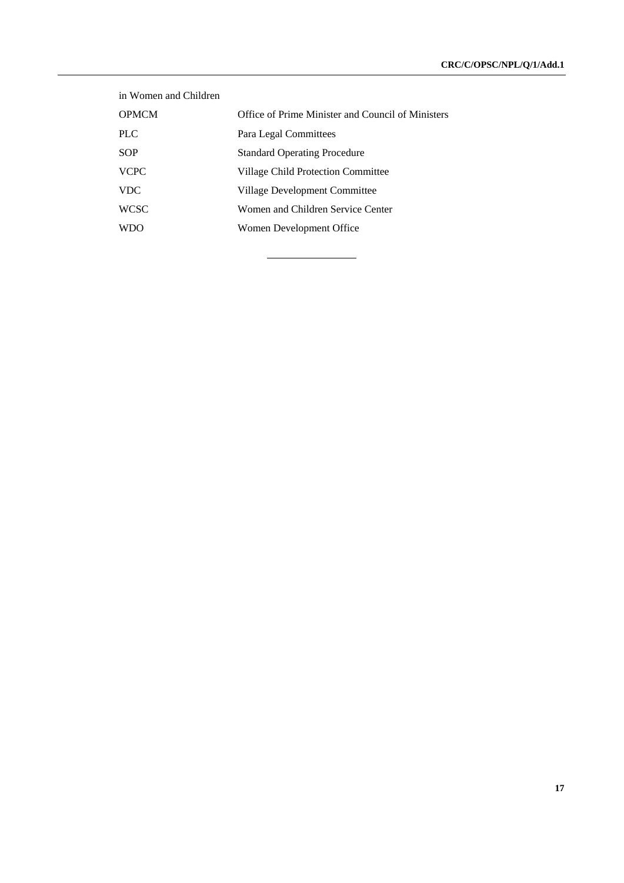in Women and Children

| | |
|---|---|
| OPMCM | Office of Prime Minister and Council of Ministers |
| PLC | Para Legal Committees |
| SOP | Standard Operating Procedure |
| VCPC | Village Child Protection Committee |
| VDC | Village Development Committee |
| WCSC | Women and Children Service Center |
| WDO | Women Development Office |